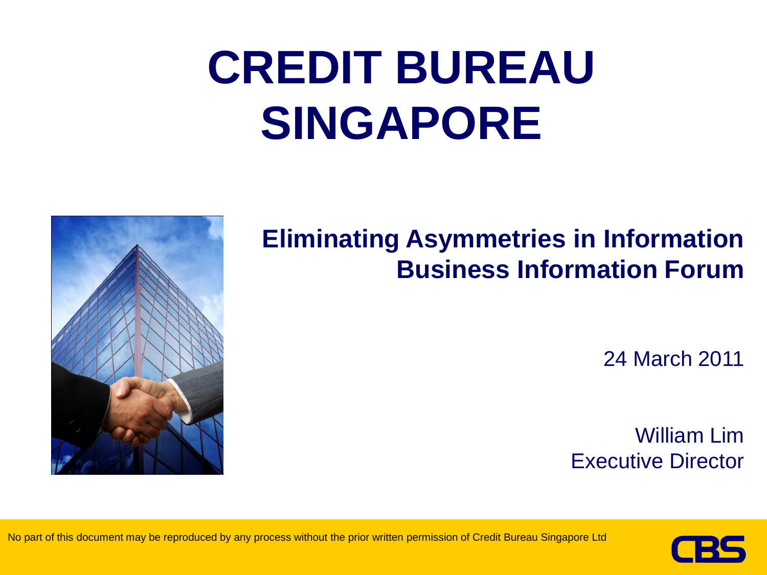# CREDIT BUREAU SINGAPORE

## Eliminating Asymmetries in Information
## Business Information Forum

24 March 2011

William Lim
Executive Director

No part of this document may be reproduced by any process without the prior written permission of Credit Bureau Singapore Ltd

CBS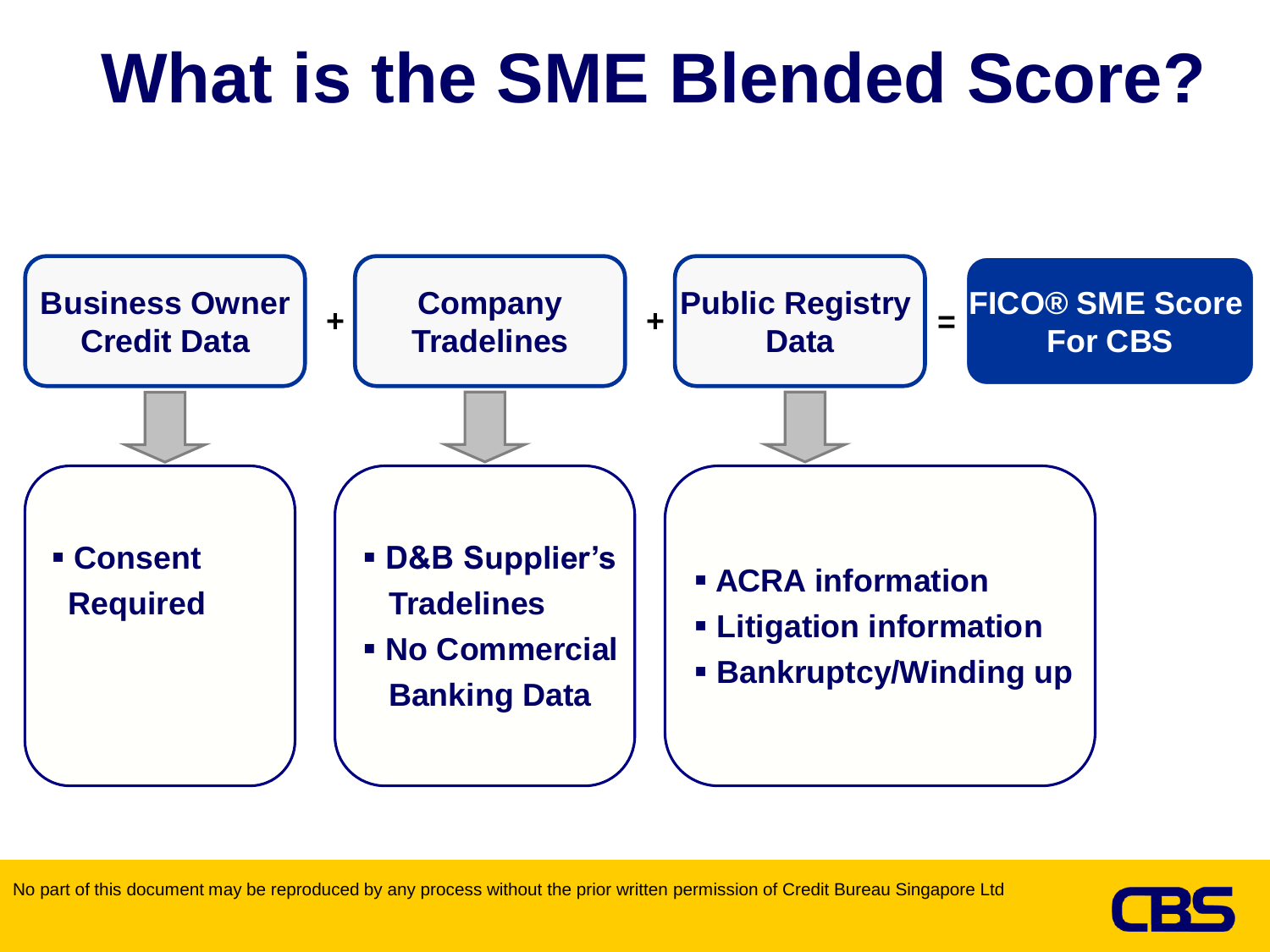# What is the SME Blended Score?

**Business Owner Credit Data** + **Company Tradelines** + **Public Registry Data** = **FICO® SME Score For CBS**

**Business Owner Credit Data**

- **Consent Required**

**Company Tradelines**

- **D&B Supplier's Tradelines**
- **No Commercial Banking Data**

**Public Registry Data**

- **ACRA information**
- **Litigation information**
- **Bankruptcy/Winding up**

No part of this document may be reproduced by any process without the prior written permission of Credit Bureau Singapore Ltd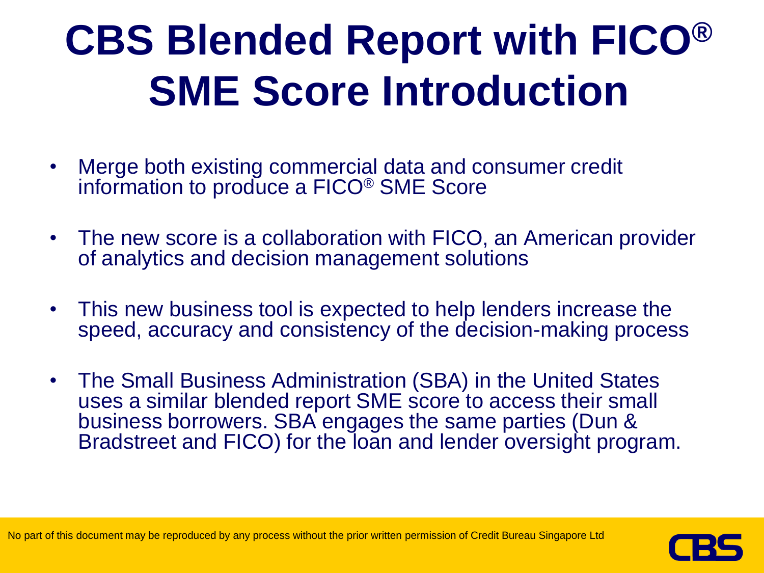# CBS Blended Report with FICO® SME Score Introduction

- Merge both existing commercial data and consumer credit information to produce a FICO® SME Score
- The new score is a collaboration with FICO, an American provider of analytics and decision management solutions
- This new business tool is expected to help lenders increase the speed, accuracy and consistency of the decision-making process
- The Small Business Administration (SBA) in the United States uses a similar blended report SME score to access their small business borrowers. SBA engages the same parties (Dun & Bradstreet and FICO) for the loan and lender oversight program.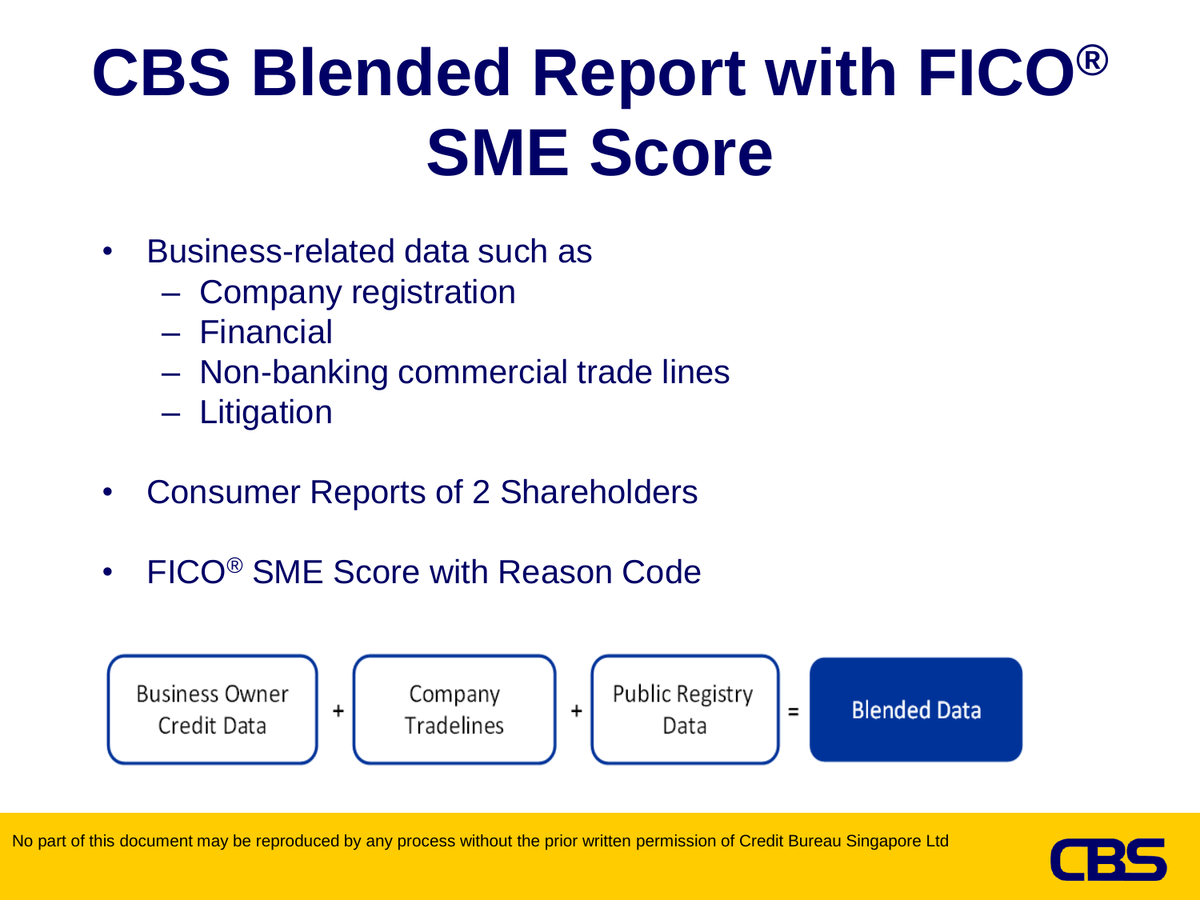# CBS Blended Report with FICO® SME Score

- Business-related data such as
  - Company registration
  - Financial
  - Non-banking commercial trade lines
  - Litigation
- Consumer Reports of 2 Shareholders
- FICO® SME Score with Reason Code

Business Owner Credit Data + Company Tradelines + Public Registry Data = Blended Data

No part of this document may be reproduced by any process without the prior written permission of Credit Bureau Singapore Ltd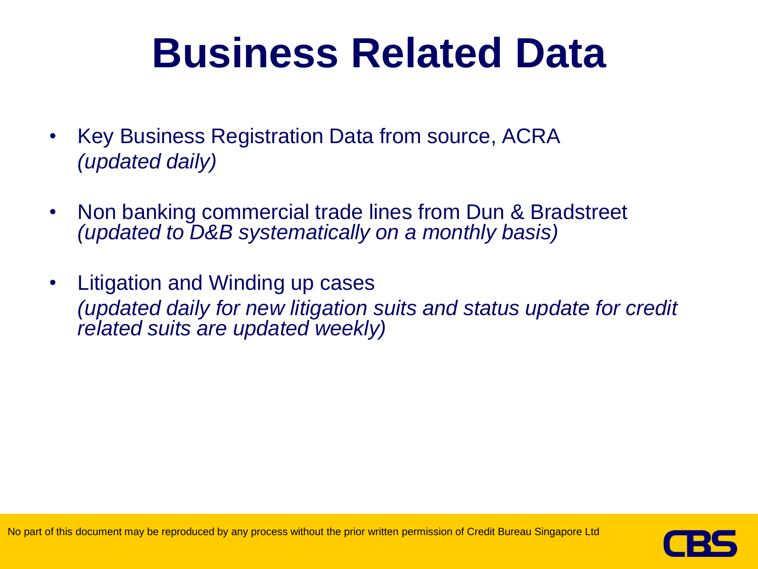# Business Related Data

- Key Business Registration Data from source, ACRA *(updated daily)*
- Non banking commercial trade lines from Dun & Bradstreet *(updated to D&B systematically on a monthly basis)*
- Litigation and Winding up cases *(updated daily for new litigation suits and status update for credit related suits are updated weekly)*

No part of this document may be reproduced by any process without the prior written permission of Credit Bureau Singapore Ltd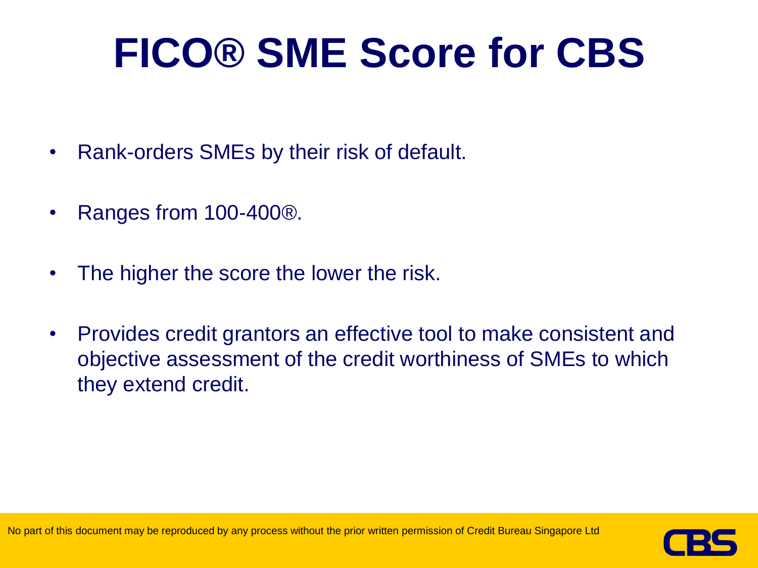# FICO® SME Score for CBS

- Rank-orders SMEs by their risk of default.
- Ranges from 100-400®.
- The higher the score the lower the risk.
- Provides credit grantors an effective tool to make consistent and objective assessment of the credit worthiness of SMEs to which they extend credit.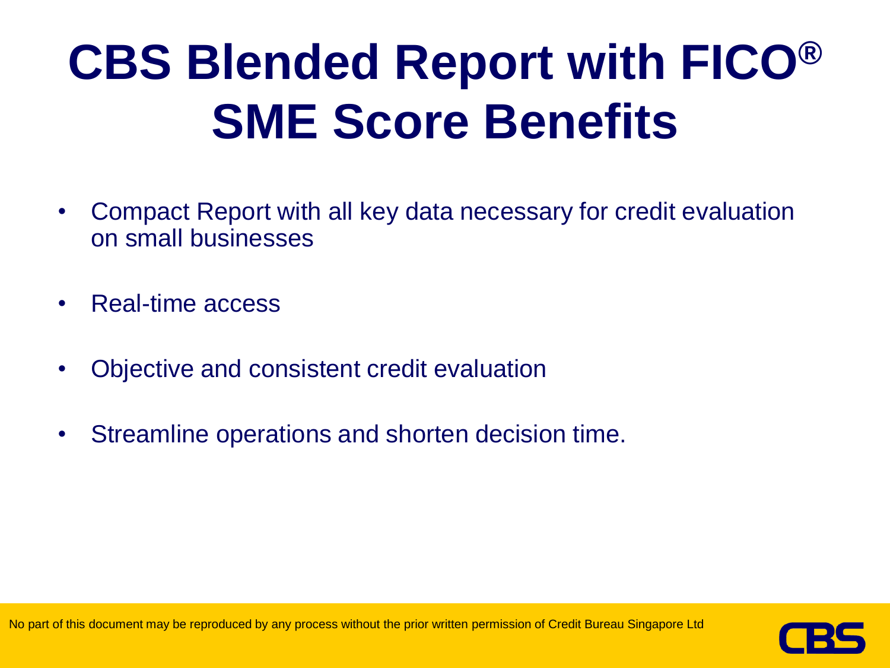# CBS Blended Report with FICO® SME Score Benefits

- Compact Report with all key data necessary for credit evaluation on small businesses
- Real-time access
- Objective and consistent credit evaluation
- Streamline operations and shorten decision time.

No part of this document may be reproduced by any process without the prior written permission of Credit Bureau Singapore Ltd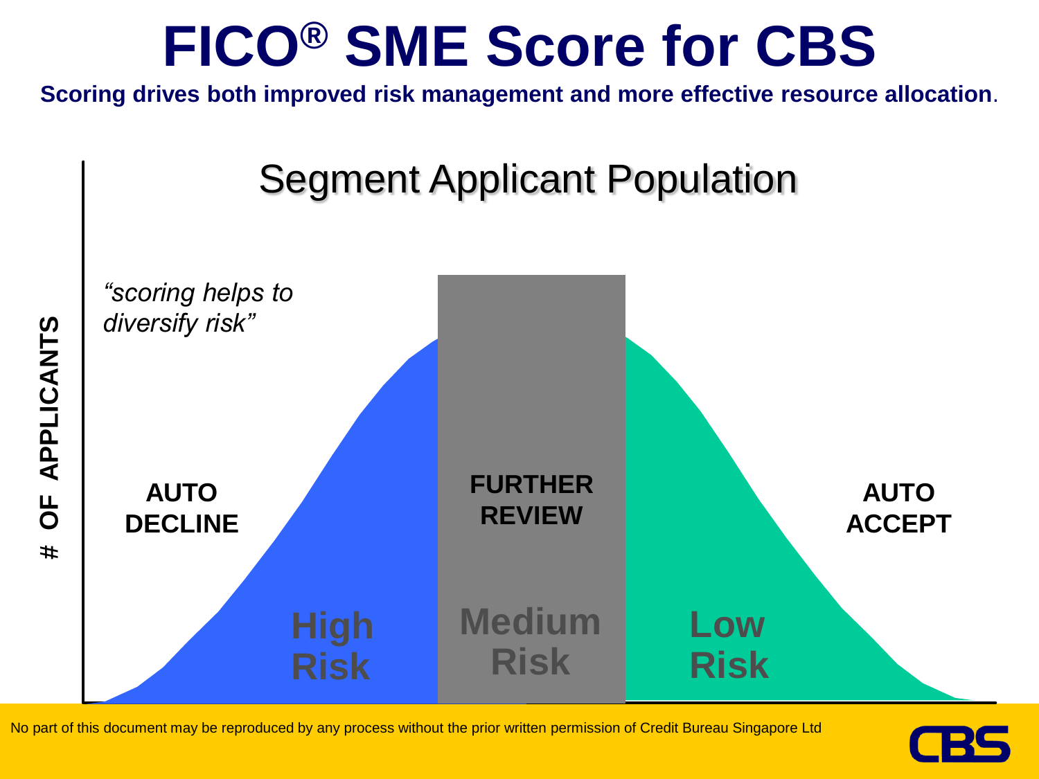# FICO® SME Score for CBS

**Scoring drives both improved risk management and more effective resource allocation**.

Segment Applicant Population

# OF APPLICANTS

*"scoring helps to diversify risk"*

**AUTO DECLINE**

**FURTHER REVIEW**

**AUTO ACCEPT**

High Risk

Medium Risk

Low Risk

No part of this document may be reproduced by any process without the prior written permission of Credit Bureau Singapore Ltd

CBS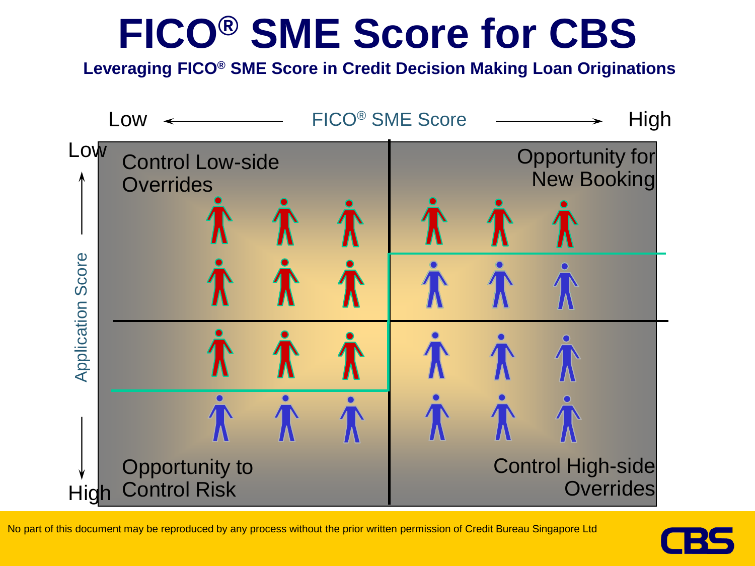# FICO® SME Score for CBS

**Leveraging FICO® SME Score in Credit Decision Making Loan Originations**

Low FICO® SME Score High

Low

Application Score

High

Control Low-side Overrides

Opportunity for New Booking

Opportunity to Control Risk

Control High-side Overrides

No part of this document may be reproduced by any process without the prior written permission of Credit Bureau Singapore Ltd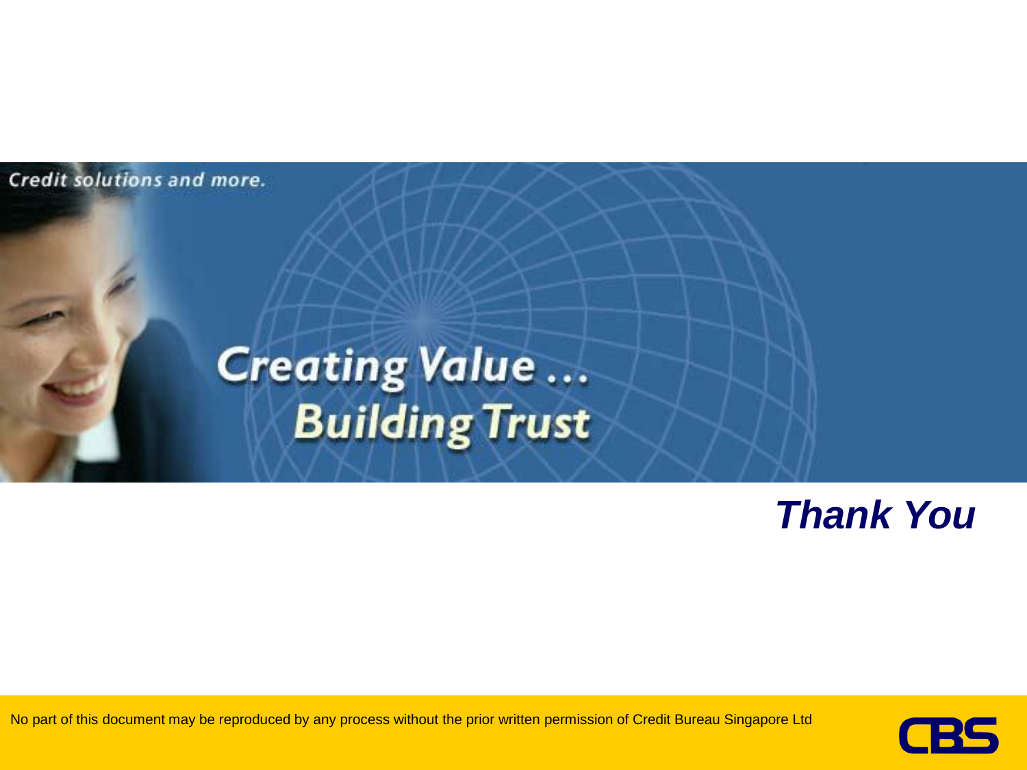Credit solutions and more.

Creating Value ... Building Trust

***Thank You***

No part of this document may be reproduced by any process without the prior written permission of Credit Bureau Singapore Ltd